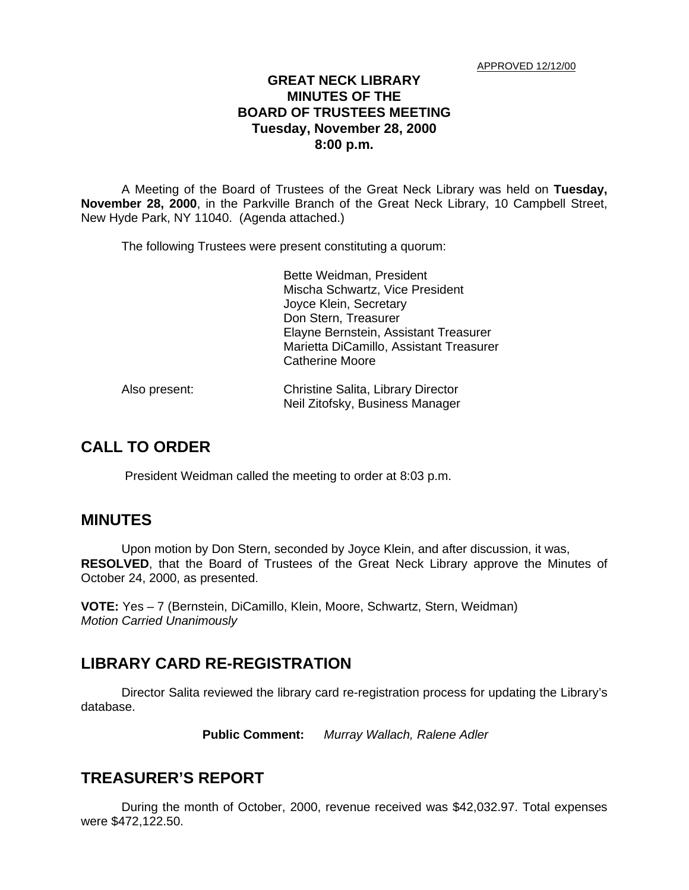APPROVED 12/12/00

# GREAT NECK LIBRARY
# MINUTES OF THE
# BOARD OF TRUSTEES MEETING
# Tuesday, November 28, 2000
# 8:00 p.m.

A Meeting of the Board of Trustees of the Great Neck Library was held on **Tuesday, November 28, 2000**, in the Parkville Branch of the Great Neck Library, 10 Campbell Street, New Hyde Park, NY 11040. (Agenda attached.)

The following Trustees were present constituting a quorum:

Bette Weidman, President
Mischa Schwartz, Vice President
Joyce Klein, Secretary
Don Stern, Treasurer
Elayne Bernstein, Assistant Treasurer
Marietta DiCamillo, Assistant Treasurer
Catherine Moore

Also present: Christine Salita, Library Director
Neil Zitofsky, Business Manager

## CALL TO ORDER

President Weidman called the meeting to order at 8:03 p.m.

## MINUTES

Upon motion by Don Stern, seconded by Joyce Klein, and after discussion, it was, **RESOLVED**, that the Board of Trustees of the Great Neck Library approve the Minutes of October 24, 2000, as presented.

**VOTE:** Yes – 7 (Bernstein, DiCamillo, Klein, Moore, Schwartz, Stern, Weidman)
*Motion Carried Unanimously*

## LIBRARY CARD RE-REGISTRATION

Director Salita reviewed the library card re-registration process for updating the Library's database.

**Public Comment:** *Murray Wallach, Ralene Adler*

## TREASURER'S REPORT

During the month of October, 2000, revenue received was $42,032.97. Total expenses were $472,122.50.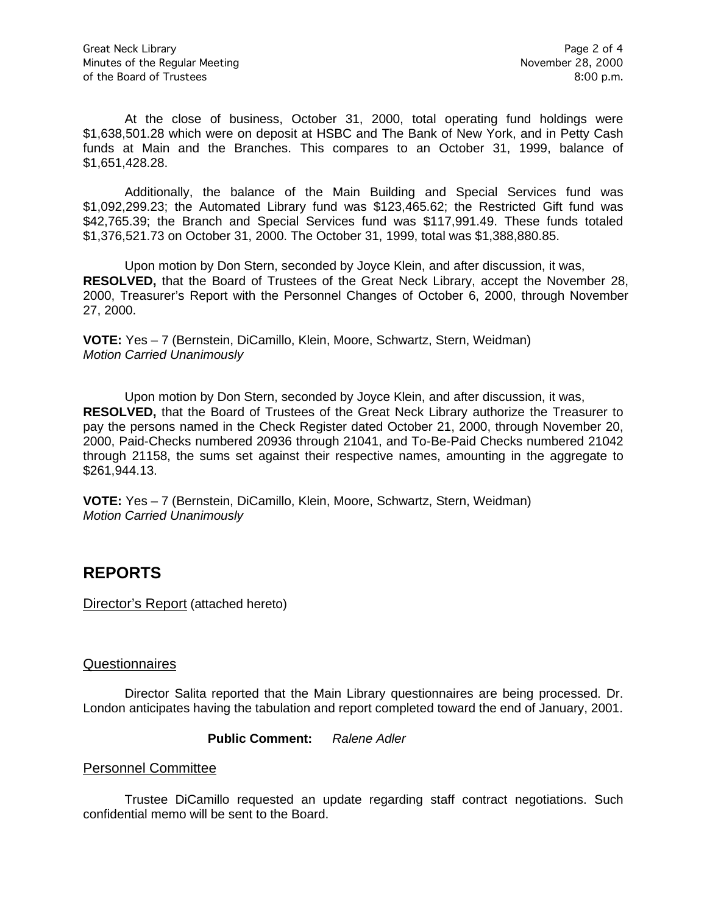At the close of business, October 31, 2000, total operating fund holdings were $1,638,501.28 which were on deposit at HSBC and The Bank of New York, and in Petty Cash funds at Main and the Branches. This compares to an October 31, 1999, balance of $1,651,428.28.

Additionally, the balance of the Main Building and Special Services fund was $1,092,299.23; the Automated Library fund was $123,465.62; the Restricted Gift fund was $42,765.39; the Branch and Special Services fund was $117,991.49. These funds totaled $1,376,521.73 on October 31, 2000. The October 31, 1999, total was $1,388,880.85.

Upon motion by Don Stern, seconded by Joyce Klein, and after discussion, it was,
**RESOLVED,** that the Board of Trustees of the Great Neck Library, accept the November 28, 2000, Treasurer's Report with the Personnel Changes of October 6, 2000, through November 27, 2000.

**VOTE:** Yes – 7 (Bernstein, DiCamillo, Klein, Moore, Schwartz, Stern, Weidman)
*Motion Carried Unanimously*

Upon motion by Don Stern, seconded by Joyce Klein, and after discussion, it was,
**RESOLVED,** that the Board of Trustees of the Great Neck Library authorize the Treasurer to pay the persons named in the Check Register dated October 21, 2000, through November 20, 2000, Paid-Checks numbered 20936 through 21041, and To-Be-Paid Checks numbered 21042 through 21158, the sums set against their respective names, amounting in the aggregate to $261,944.13.

**VOTE:** Yes – 7 (Bernstein, DiCamillo, Klein, Moore, Schwartz, Stern, Weidman)
*Motion Carried Unanimously*

## REPORTS

Director's Report (attached hereto)

### Questionnaires

Director Salita reported that the Main Library questionnaires are being processed. Dr. London anticipates having the tabulation and report completed toward the end of January, 2001.

**Public Comment:** *Ralene Adler*

### Personnel Committee

Trustee DiCamillo requested an update regarding staff contract negotiations. Such confidential memo will be sent to the Board.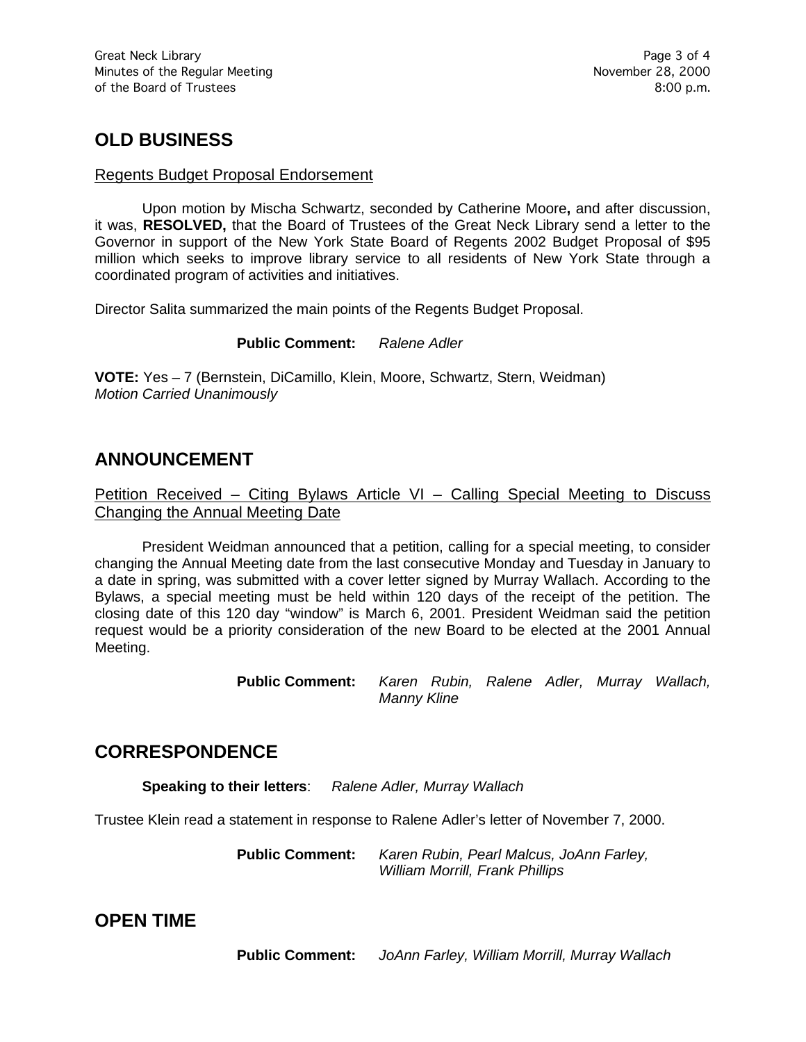## OLD BUSINESS

Regents Budget Proposal Endorsement

Upon motion by Mischa Schwartz, seconded by Catherine Moore**,** and after discussion, it was, **RESOLVED,** that the Board of Trustees of the Great Neck Library send a letter to the Governor in support of the New York State Board of Regents 2002 Budget Proposal of $95 million which seeks to improve library service to all residents of New York State through a coordinated program of activities and initiatives.

Director Salita summarized the main points of the Regents Budget Proposal.

**Public Comment:** *Ralene Adler*

**VOTE:** Yes – 7 (Bernstein, DiCamillo, Klein, Moore, Schwartz, Stern, Weidman)
*Motion Carried Unanimously*

## ANNOUNCEMENT

Petition Received – Citing Bylaws Article VI – Calling Special Meeting to Discuss Changing the Annual Meeting Date

President Weidman announced that a petition, calling for a special meeting, to consider changing the Annual Meeting date from the last consecutive Monday and Tuesday in January to a date in spring, was submitted with a cover letter signed by Murray Wallach. According to the Bylaws, a special meeting must be held within 120 days of the receipt of the petition. The closing date of this 120 day "window" is March 6, 2001. President Weidman said the petition request would be a priority consideration of the new Board to be elected at the 2001 Annual Meeting.

**Public Comment:** *Karen Rubin, Ralene Adler, Murray Wallach, Manny Kline*

## CORRESPONDENCE

**Speaking to their letters**: *Ralene Adler, Murray Wallach*

Trustee Klein read a statement in response to Ralene Adler's letter of November 7, 2000.

**Public Comment:** *Karen Rubin, Pearl Malcus, JoAnn Farley, William Morrill, Frank Phillips*

## OPEN TIME

**Public Comment:** *JoAnn Farley, William Morrill, Murray Wallach*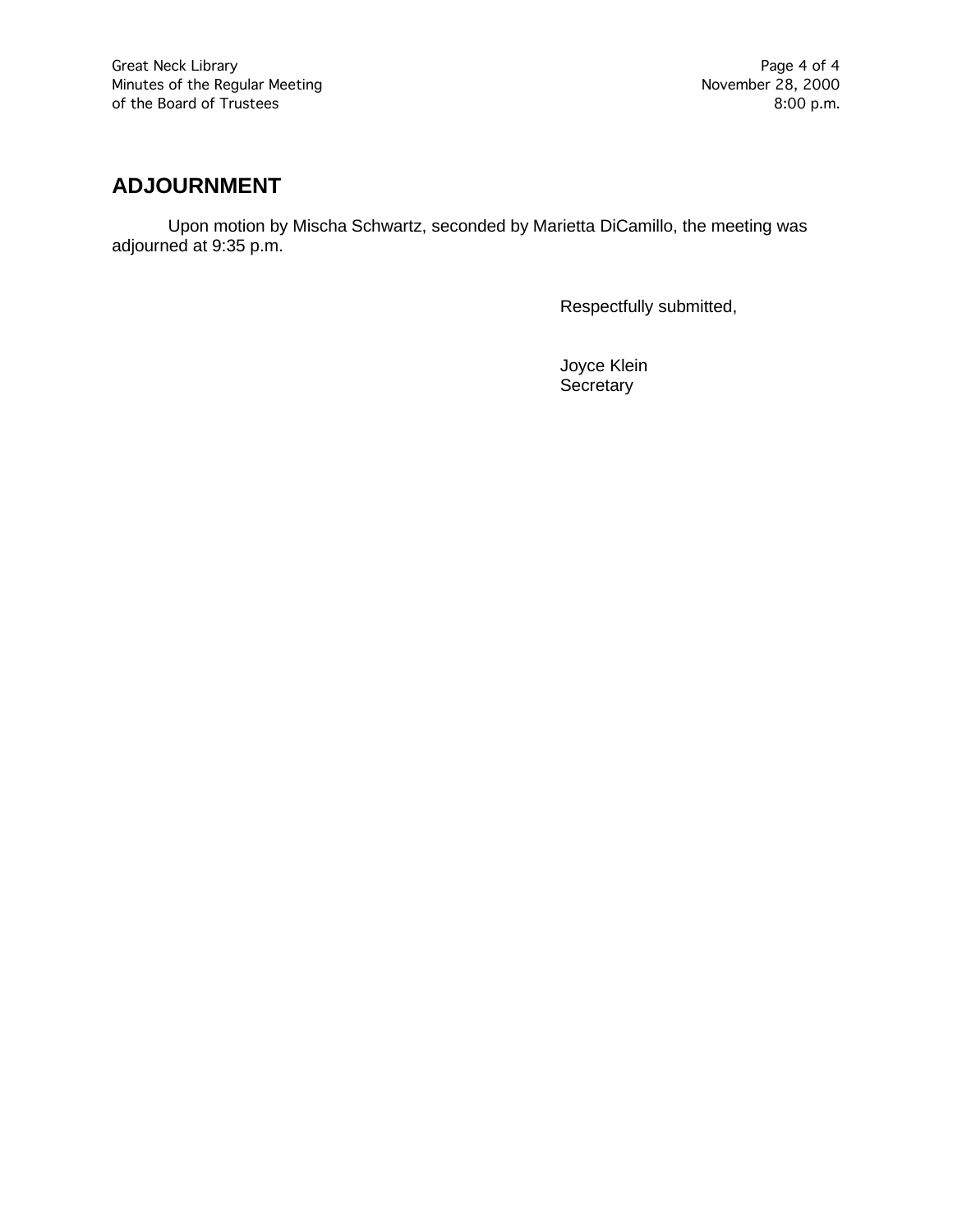## ADJOURNMENT

Upon motion by Mischa Schwartz, seconded by Marietta DiCamillo, the meeting was adjourned at 9:35 p.m.

Respectfully submitted,

Joyce Klein
Secretary